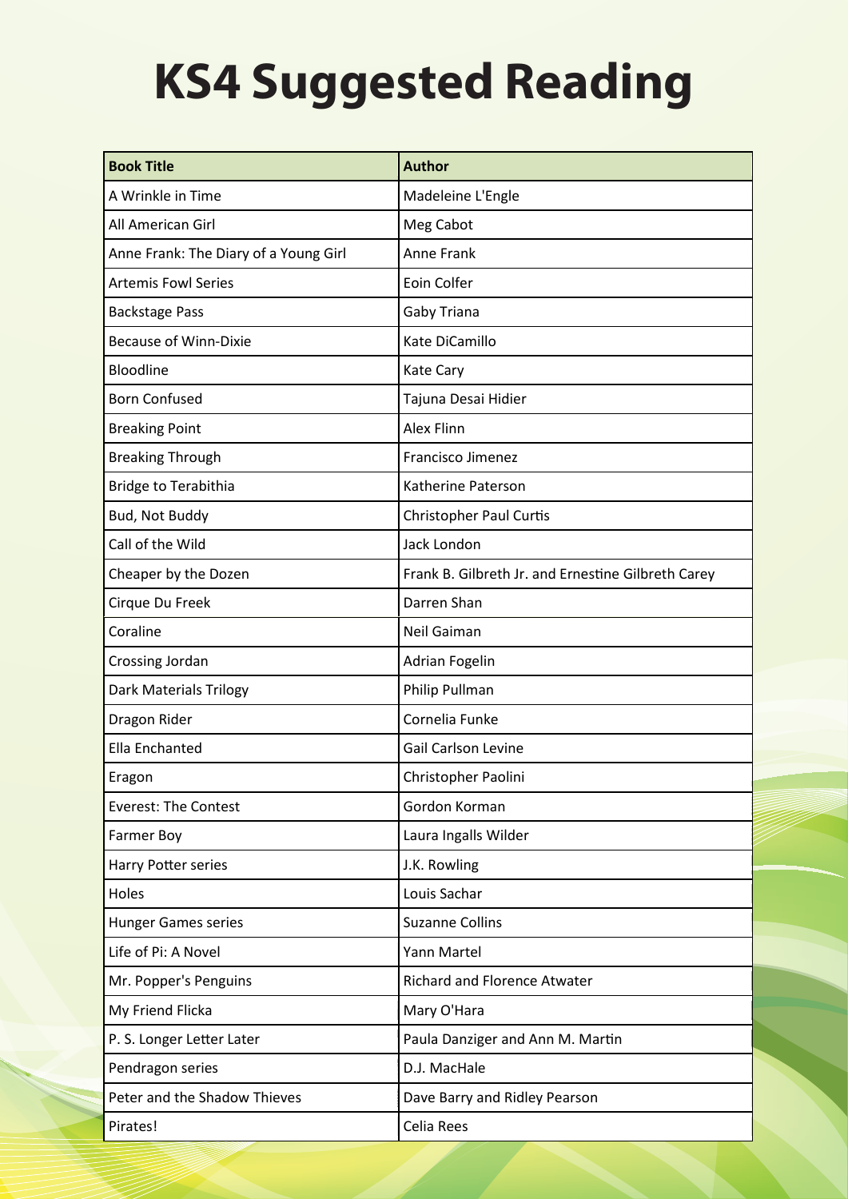# KS4 Suggested Reading

| Book Title | Author |
| --- | --- |
| A Wrinkle in Time | Madeleine L'Engle |
| All American Girl | Meg Cabot |
| Anne Frank: The Diary of a Young Girl | Anne Frank |
| Artemis Fowl Series | Eoin Colfer |
| Backstage Pass | Gaby Triana |
| Because of Winn-Dixie | Kate DiCamillo |
| Bloodline | Kate Cary |
| Born Confused | Tajuna Desai Hidier |
| Breaking Point | Alex Flinn |
| Breaking Through | Francisco Jimenez |
| Bridge to Terabithia | Katherine Paterson |
| Bud, Not Buddy | Christopher Paul Curtis |
| Call of the Wild | Jack London |
| Cheaper by the Dozen | Frank B. Gilbreth Jr. and Ernestine Gilbreth Carey |
| Cirque Du Freek | Darren Shan |
| Coraline | Neil Gaiman |
| Crossing Jordan | Adrian Fogelin |
| Dark Materials Trilogy | Philip Pullman |
| Dragon Rider | Cornelia Funke |
| Ella Enchanted | Gail Carlson Levine |
| Eragon | Christopher Paolini |
| Everest: The Contest | Gordon Korman |
| Farmer Boy | Laura Ingalls Wilder |
| Harry Potter series | J.K. Rowling |
| Holes | Louis Sachar |
| Hunger Games series | Suzanne Collins |
| Life of Pi: A Novel | Yann Martel |
| Mr. Popper's Penguins | Richard and Florence Atwater |
| My Friend Flicka | Mary O'Hara |
| P. S. Longer Letter Later | Paula Danziger and Ann M. Martin |
| Pendragon series | D.J. MacHale |
| Peter and the Shadow Thieves | Dave Barry and Ridley Pearson |
| Pirates! | Celia Rees |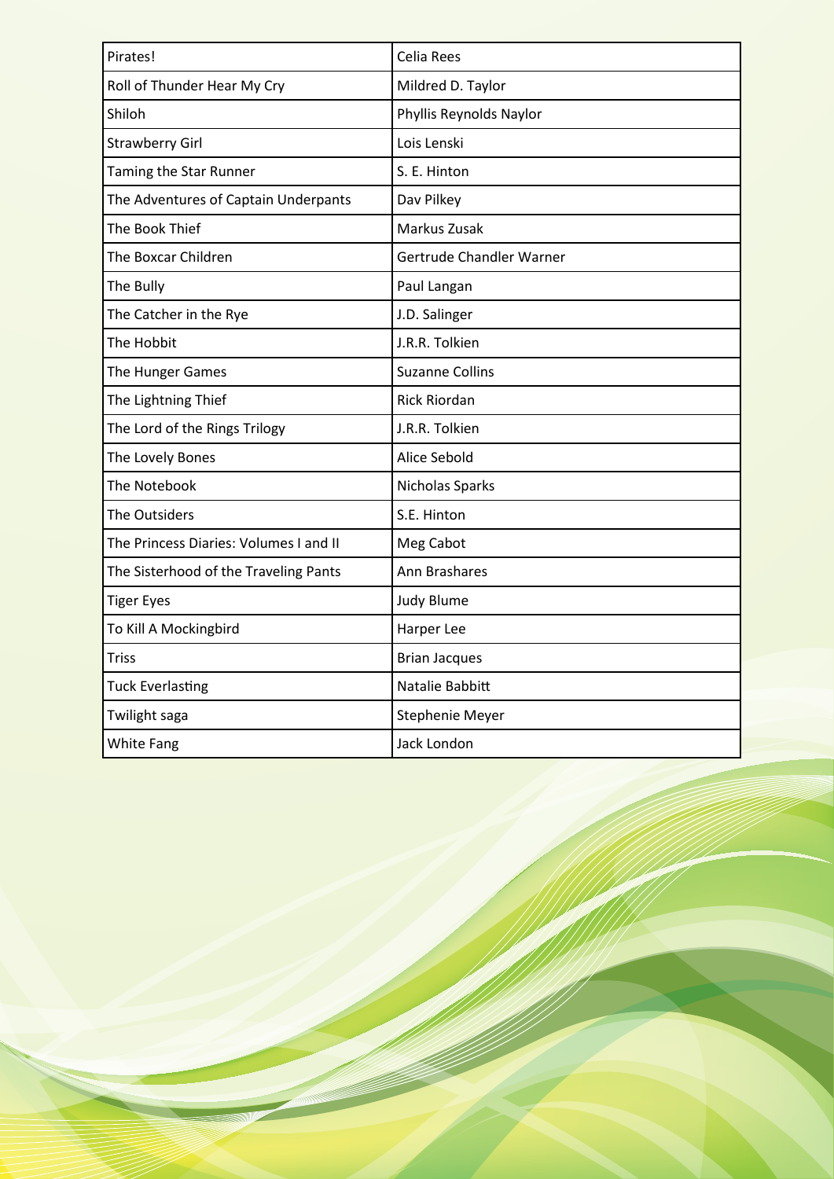| | |
|---|---|
| Pirates! | Celia Rees |
| Roll of Thunder Hear My Cry | Mildred D. Taylor |
| Shiloh | Phyllis Reynolds Naylor |
| Strawberry Girl | Lois Lenski |
| Taming the Star Runner | S. E. Hinton |
| The Adventures of Captain Underpants | Dav Pilkey |
| The Book Thief | Markus Zusak |
| The Boxcar Children | Gertrude Chandler Warner |
| The Bully | Paul Langan |
| The Catcher in the Rye | J.D. Salinger |
| The Hobbit | J.R.R. Tolkien |
| The Hunger Games | Suzanne Collins |
| The Lightning Thief | Rick Riordan |
| The Lord of the Rings Trilogy | J.R.R. Tolkien |
| The Lovely Bones | Alice Sebold |
| The Notebook | Nicholas Sparks |
| The Outsiders | S.E. Hinton |
| The Princess Diaries: Volumes I and II | Meg Cabot |
| The Sisterhood of the Traveling Pants | Ann Brashares |
| Tiger Eyes | Judy Blume |
| To Kill A Mockingbird | Harper Lee |
| Triss | Brian Jacques |
| Tuck Everlasting | Natalie Babbitt |
| Twilight saga | Stephenie Meyer |
| White Fang | Jack London |